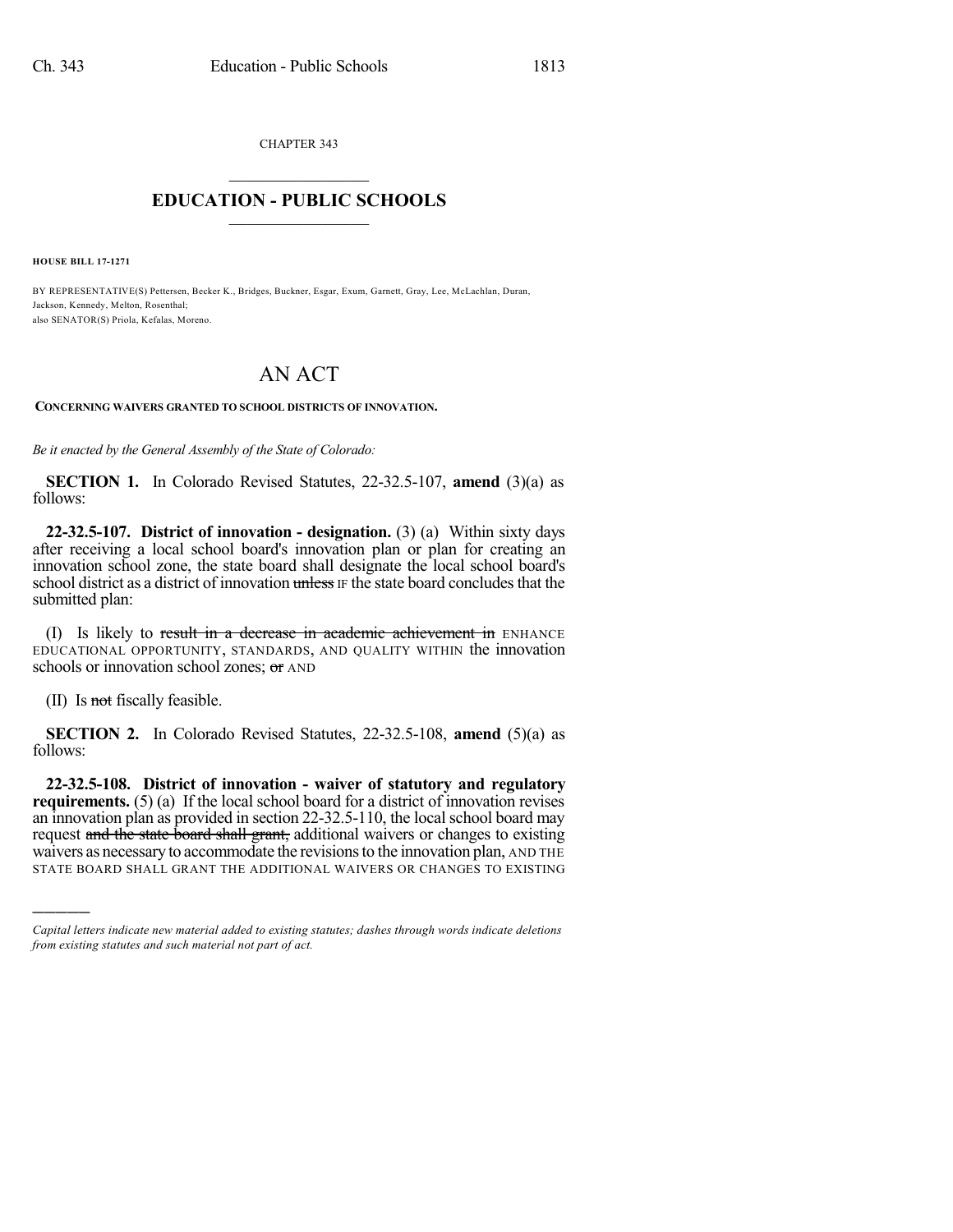CHAPTER 343

# EDUCATION - PUBLIC SCHOOLS

**HOUSE BILL 17-1271**

BY REPRESENTATIVE(S) Pettersen, Becker K., Bridges, Buckner, Esgar, Exum, Garnett, Gray, Lee, McLachlan, Duran, Jackson, Kennedy, Melton, Rosenthal;
also SENATOR(S) Priola, Kefalas, Moreno.

# AN ACT

**CONCERNING WAIVERS GRANTED TO SCHOOL DISTRICTS OF INNOVATION.**

*Be it enacted by the General Assembly of the State of Colorado:*

**SECTION 1.** In Colorado Revised Statutes, 22-32.5-107, **amend** (3)(a) as follows:

**22-32.5-107. District of innovation - designation.** (3) (a) Within sixty days after receiving a local school board's innovation plan or plan for creating an innovation school zone, the state board shall designate the local school board's school district as a district of innovation ~~unless~~ IF the state board concludes that the submitted plan:

(I) Is likely to ~~result in a decrease in academic achievement in~~ ENHANCE EDUCATIONAL OPPORTUNITY, STANDARDS, AND QUALITY WITHIN the innovation schools or innovation school zones; ~~or~~ AND

(II) Is ~~not~~ fiscally feasible.

**SECTION 2.** In Colorado Revised Statutes, 22-32.5-108, **amend** (5)(a) as follows:

**22-32.5-108. District of innovation - waiver of statutory and regulatory requirements.** (5) (a) If the local school board for a district of innovation revises an innovation plan as provided in section 22-32.5-110, the local school board may request ~~and the state board shall grant,~~ additional waivers or changes to existing waivers as necessary to accommodate the revisions to the innovation plan, AND THE STATE BOARD SHALL GRANT THE ADDITIONAL WAIVERS OR CHANGES TO EXISTING

*Capital letters indicate new material added to existing statutes; dashes through words indicate deletions from existing statutes and such material not part of act.*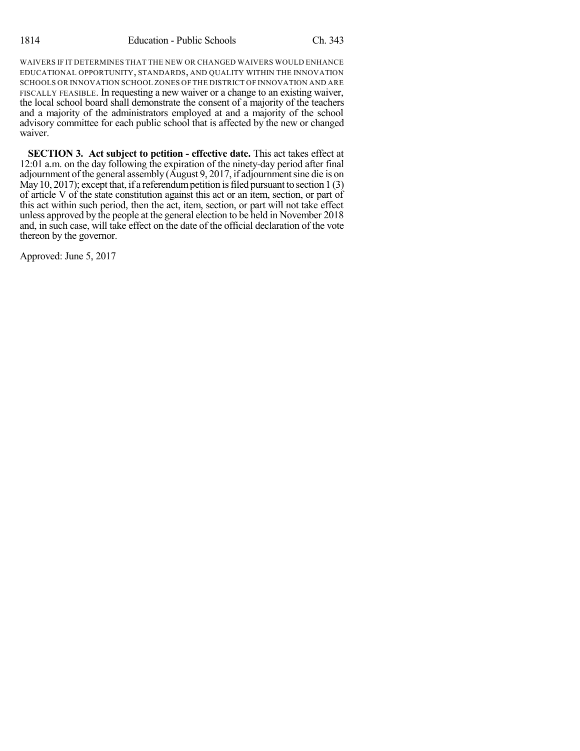WAIVERS IF IT DETERMINES THAT THE NEW OR CHANGED WAIVERS WOULD ENHANCE EDUCATIONAL OPPORTUNITY, STANDARDS, AND QUALITY WITHIN THE INNOVATION SCHOOLS OR INNOVATION SCHOOL ZONES OF THE DISTRICT OF INNOVATION AND ARE FISCALLY FEASIBLE. In requesting a new waiver or a change to an existing waiver, the local school board shall demonstrate the consent of a majority of the teachers and a majority of the administrators employed at and a majority of the school advisory committee for each public school that is affected by the new or changed waiver.

**SECTION 3. Act subject to petition - effective date.** This act takes effect at 12:01 a.m. on the day following the expiration of the ninety-day period after final adjournment of the general assembly (August 9, 2017, if adjournment sine die is on May 10, 2017); except that, if a referendum petition is filed pursuant to section 1 (3) of article V of the state constitution against this act or an item, section, or part of this act within such period, then the act, item, section, or part will not take effect unless approved by the people at the general election to be held in November 2018 and, in such case, will take effect on the date of the official declaration of the vote thereon by the governor.

Approved: June 5, 2017